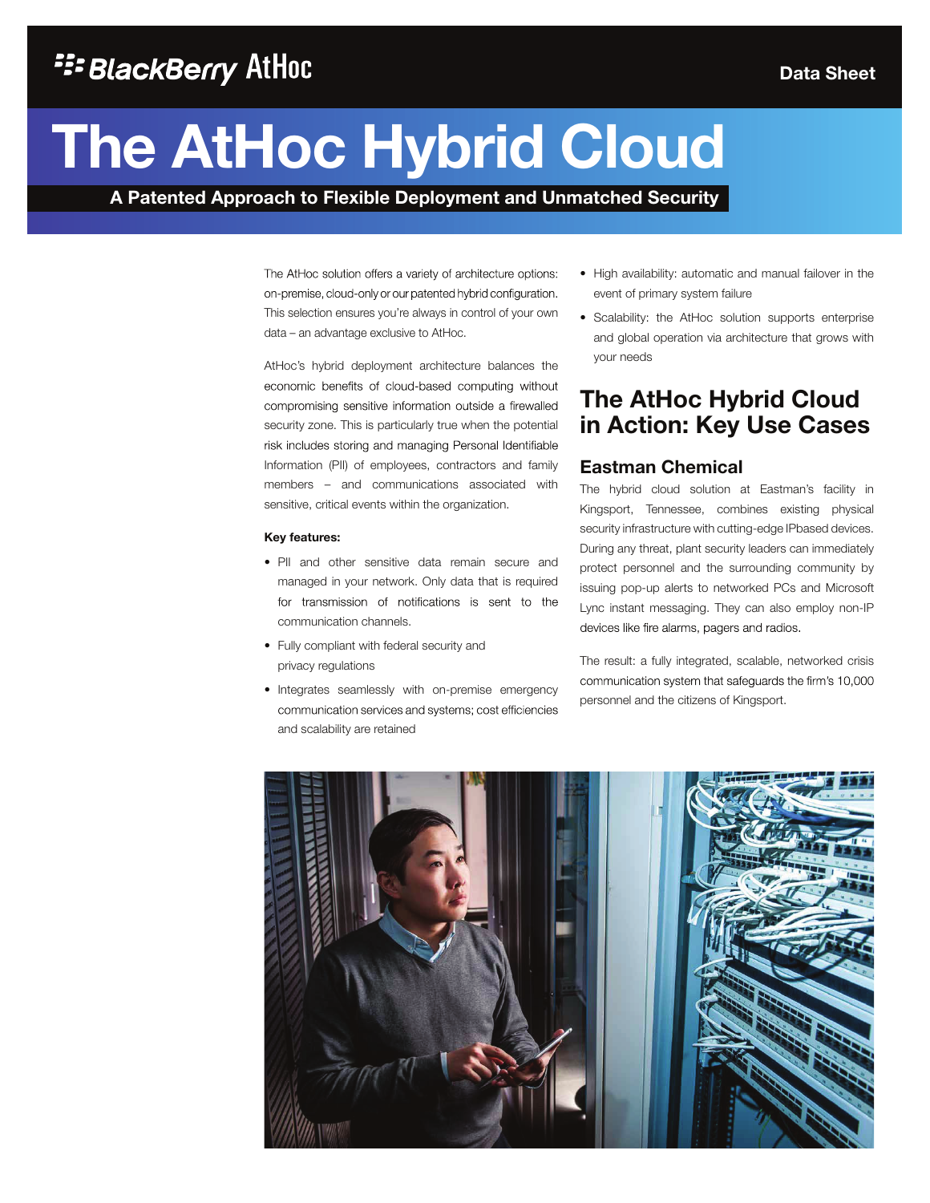BlackBerry AtHoc

Data Sheet

# The AtHoc Hybrid Cloud

**A Patented Approach to Flexible Deployment and Unmatched Security**

The AtHoc solution offers a variety of architecture options: on-premise, cloud-only or our patented hybrid configuration. This selection ensures you're always in control of your own data – an advantage exclusive to AtHoc.

AtHoc's hybrid deployment architecture balances the economic benefits of cloud-based computing without compromising sensitive information outside a firewalled security zone. This is particularly true when the potential risk includes storing and managing Personal Identifiable Information (PII) of employees, contractors and family members – and communications associated with sensitive, critical events within the organization.

**Key features:**

- PII and other sensitive data remain secure and managed in your network. Only data that is required for transmission of notifications is sent to the communication channels.
- Fully compliant with federal security and privacy regulations
- Integrates seamlessly with on-premise emergency communication services and systems; cost efficiencies and scalability are retained
- High availability: automatic and manual failover in the event of primary system failure
- Scalability: the AtHoc solution supports enterprise and global operation via architecture that grows with your needs

## The AtHoc Hybrid Cloud in Action: Key Use Cases

### Eastman Chemical

The hybrid cloud solution at Eastman's facility in Kingsport, Tennessee, combines existing physical security infrastructure with cutting-edge IPbased devices. During any threat, plant security leaders can immediately protect personnel and the surrounding community by issuing pop-up alerts to networked PCs and Microsoft Lync instant messaging. They can also employ non-IP devices like fire alarms, pagers and radios.

The result: a fully integrated, scalable, networked crisis communication system that safeguards the firm's 10,000 personnel and the citizens of Kingsport.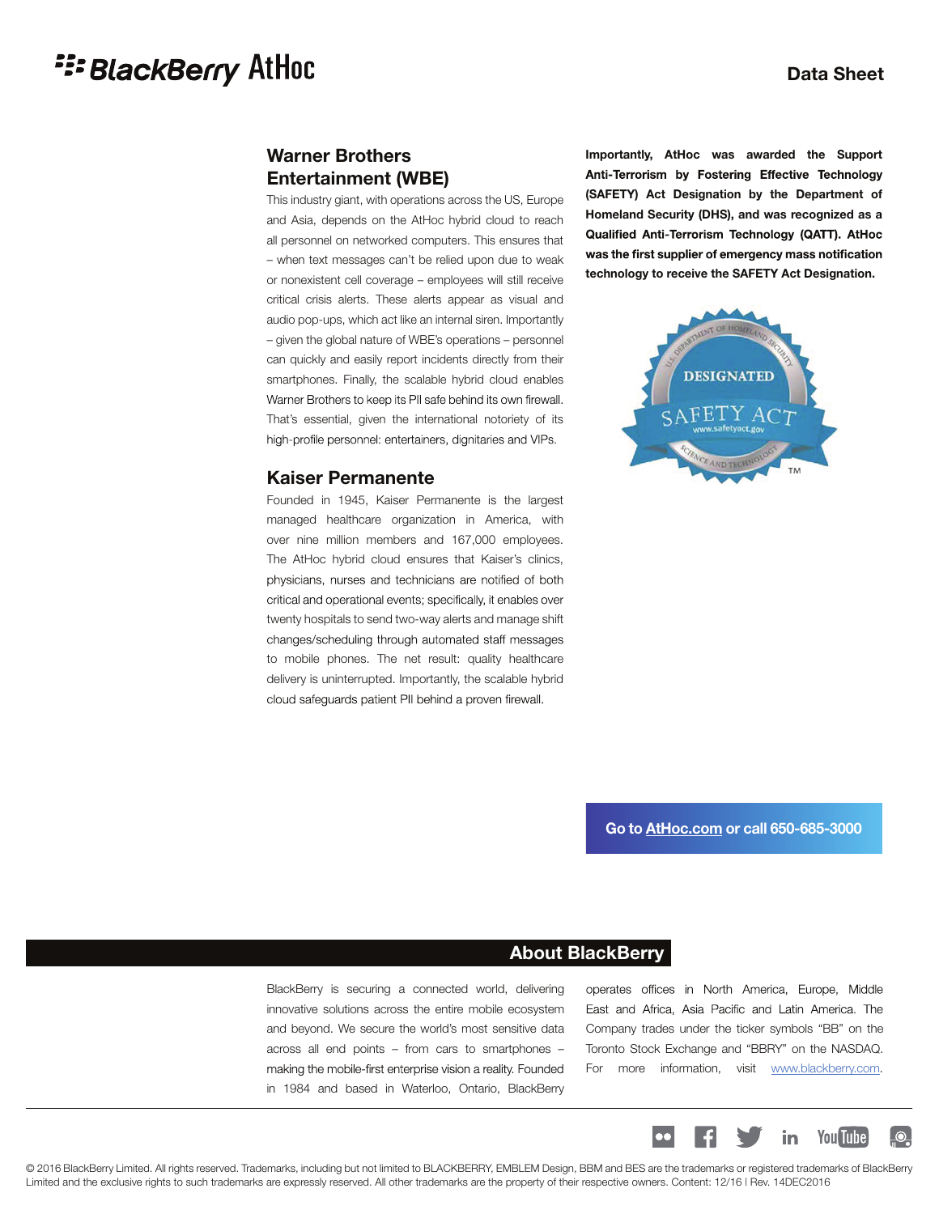## Warner Brothers Entertainment (WBE)

This industry giant, with operations across the US, Europe and Asia, depends on the AtHoc hybrid cloud to reach all personnel on networked computers. This ensures that – when text messages can't be relied upon due to weak or nonexistent cell coverage – employees will still receive critical crisis alerts. These alerts appear as visual and audio pop-ups, which act like an internal siren. Importantly – given the global nature of WBE's operations – personnel can quickly and easily report incidents directly from their smartphones. Finally, the scalable hybrid cloud enables Warner Brothers to keep its PII safe behind its own firewall. That's essential, given the international notoriety of its high-profile personnel: entertainers, dignitaries and VIPs.

## Kaiser Permanente

Founded in 1945, Kaiser Permanente is the largest managed healthcare organization in America, with over nine million members and 167,000 employees. The AtHoc hybrid cloud ensures that Kaiser's clinics, physicians, nurses and technicians are notified of both critical and operational events; specifically, it enables over twenty hospitals to send two-way alerts and manage shift changes/scheduling through automated staff messages to mobile phones. The net result: quality healthcare delivery is uninterrupted. Importantly, the scalable hybrid cloud safeguards patient PII behind a proven firewall.

**Importantly, AtHoc was awarded the Support Anti-Terrorism by Fostering Effective Technology (SAFETY) Act Designation by the Department of Homeland Security (DHS), and was recognized as a Qualified Anti-Terrorism Technology (QATT). AtHoc was the first supplier of emergency mass notification technology to receive the SAFETY Act Designation.**

**Go to AtHoc.com or call 650-685-3000**

## About BlackBerry

BlackBerry is securing a connected world, delivering innovative solutions across the entire mobile ecosystem and beyond. We secure the world's most sensitive data across all end points – from cars to smartphones – making the mobile-first enterprise vision a reality. Founded in 1984 and based in Waterloo, Ontario, BlackBerry operates offices in North America, Europe, Middle East and Africa, Asia Pacific and Latin America. The Company trades under the ticker symbols "BB" on the Toronto Stock Exchange and "BBRY" on the NASDAQ. For more information, visit www.blackberry.com.

© 2016 BlackBerry Limited. All rights reserved. Trademarks, including but not limited to BLACKBERRY, EMBLEM Design, BBM and BES are the trademarks or registered trademarks of BlackBerry Limited and the exclusive rights to such trademarks are expressly reserved. All other trademarks are the property of their respective owners. Content: 12/16 | Rev. 14DEC2016